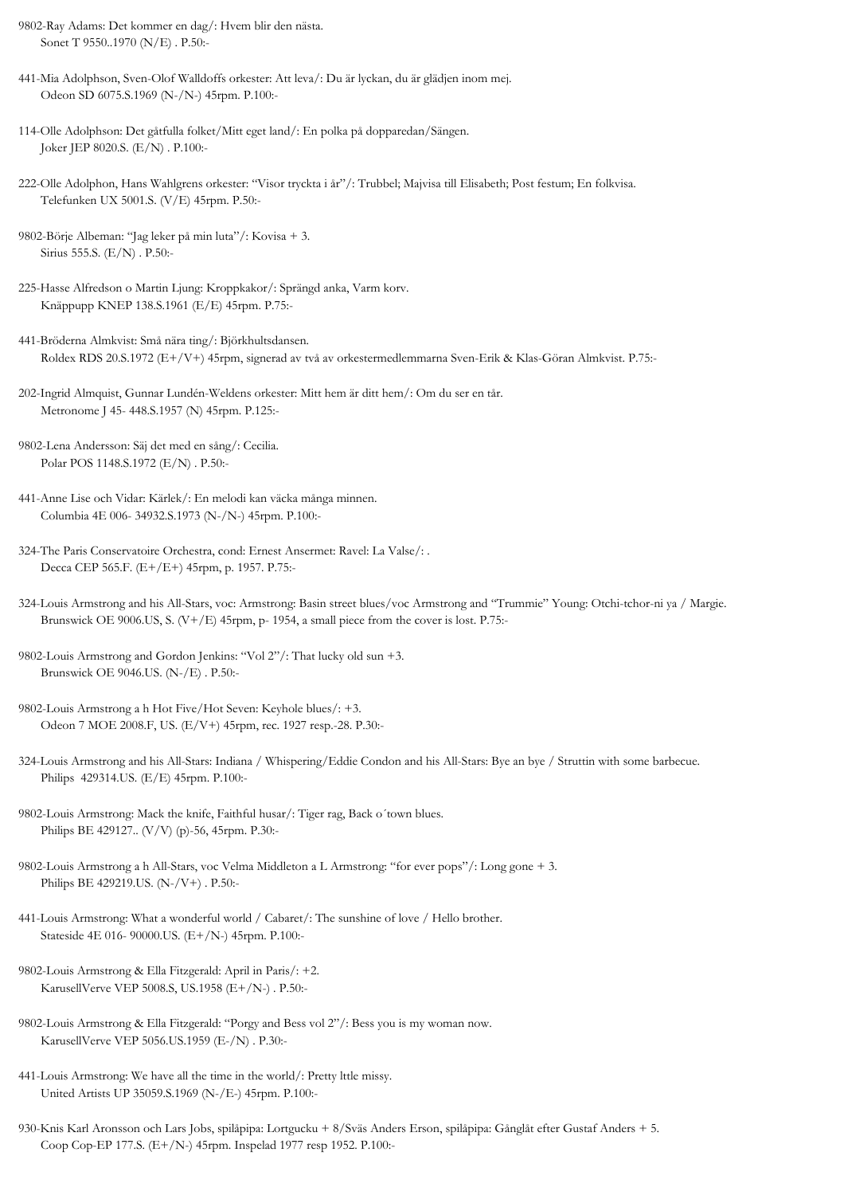9802-Ray Adams: Det kommer en dag/: Hvem blir den nästa.
Sonet T 9550..1970 (N/E) . P.50:-

441-Mia Adolphson, Sven-Olof Walldoffs orkester: Att leva/: Du är lyckan, du är glädjen inom mej.
Odeon SD 6075.S.1969 (N-/N-) 45rpm. P.100:-

114-Olle Adolphson: Det gåtfulla folket/Mitt eget land/: En polka på dopparedan/Sängen.
Joker JEP 8020.S. (E/N) . P.100:-

222-Olle Adolphon, Hans Wahlgrens orkester: "Visor tryckta i år"/: Trubbel; Majvisa till Elisabeth; Post festum; En folkvisa.
Telefunken UX 5001.S. (V/E) 45rpm. P.50:-

9802-Börje Albeman: "Jag leker på min luta"/: Kovisa + 3.
Sirius 555.S. (E/N) . P.50:-

225-Hasse Alfredson o Martin Ljung: Kroppkakor/: Sprängd anka, Varm korv.
Knäppupp KNEP 138.S.1961 (E/E) 45rpm. P.75:-

441-Bröderna Almkvist: Små nära ting/: Björkhultsdansen.
Roldex RDS 20.S.1972 (E+/V+) 45rpm, signerad av två av orkestermedlemmarna Sven-Erik & Klas-Göran Almkvist. P.75:-

202-Ingrid Almquist, Gunnar Lundén-Weldens orkester: Mitt hem är ditt hem/: Om du ser en tår.
Metronome J 45- 448.S.1957 (N) 45rpm. P.125:-

9802-Lena Andersson: Säj det med en sång/: Cecilia.
Polar POS 1148.S.1972 (E/N) . P.50:-

441-Anne Lise och Vidar: Kärlek/: En melodi kan väcka många minnen.
Columbia 4E 006- 34932.S.1973 (N-/N-) 45rpm. P.100:-

324-The Paris Conservatoire Orchestra, cond: Ernest Ansermet: Ravel: La Valse/: .
Decca CEP 565.F. (E+/E+) 45rpm, p. 1957. P.75:-

324-Louis Armstrong and his All-Stars, voc: Armstrong: Basin street blues/voc Armstrong and "Trummie" Young: Otchi-tchor-ni ya / Margie.
Brunswick OE 9006.US, S. (V+/E) 45rpm, p- 1954, a small piece from the cover is lost. P.75:-

9802-Louis Armstrong and Gordon Jenkins: "Vol 2"/: That lucky old sun +3.
Brunswick OE 9046.US. (N-/E) . P.50:-

9802-Louis Armstrong a h Hot Five/Hot Seven: Keyhole blues/: +3.
Odeon 7 MOE 2008.F, US. (E/V+) 45rpm, rec. 1927 resp.-28. P.30:-

324-Louis Armstrong and his All-Stars: Indiana / Whispering/Eddie Condon and his All-Stars: Bye an bye / Struttin with some barbecue.
Philips 429314.US. (E/E) 45rpm. P.100:-

9802-Louis Armstrong: Mack the knife, Faithful husar/: Tiger rag, Back o´town blues.
Philips BE 429127.. (V/V) (p)-56, 45rpm. P.30:-

9802-Louis Armstrong a h All-Stars, voc Velma Middleton a L Armstrong: "for ever pops"/: Long gone + 3.
Philips BE 429219.US. (N-/V+) . P.50:-

441-Louis Armstrong: What a wonderful world / Cabaret/: The sunshine of love / Hello brother.
Stateside 4E 016- 90000.US. (E+/N-) 45rpm. P.100:-

9802-Louis Armstrong & Ella Fitzgerald: April in Paris/: +2.
KarusellVerve VEP 5008.S, US.1958 (E+/N-) . P.50:-

9802-Louis Armstrong & Ella Fitzgerald: "Porgy and Bess vol 2"/: Bess you is my woman now.
KarusellVerve VEP 5056.US.1959 (E-/N) . P.30:-

441-Louis Armstrong: We have all the time in the world/: Pretty lttle missy.
United Artists UP 35059.S.1969 (N-/E-) 45rpm. P.100:-

930-Knis Karl Aronsson och Lars Jobs, spilåpipa: Lortgucku + 8/Sväs Anders Erson, spilåpipa: Gånglåt efter Gustaf Anders + 5.
Coop Cop-EP 177.S. (E+/N-) 45rpm. Inspelad 1977 resp 1952. P.100:-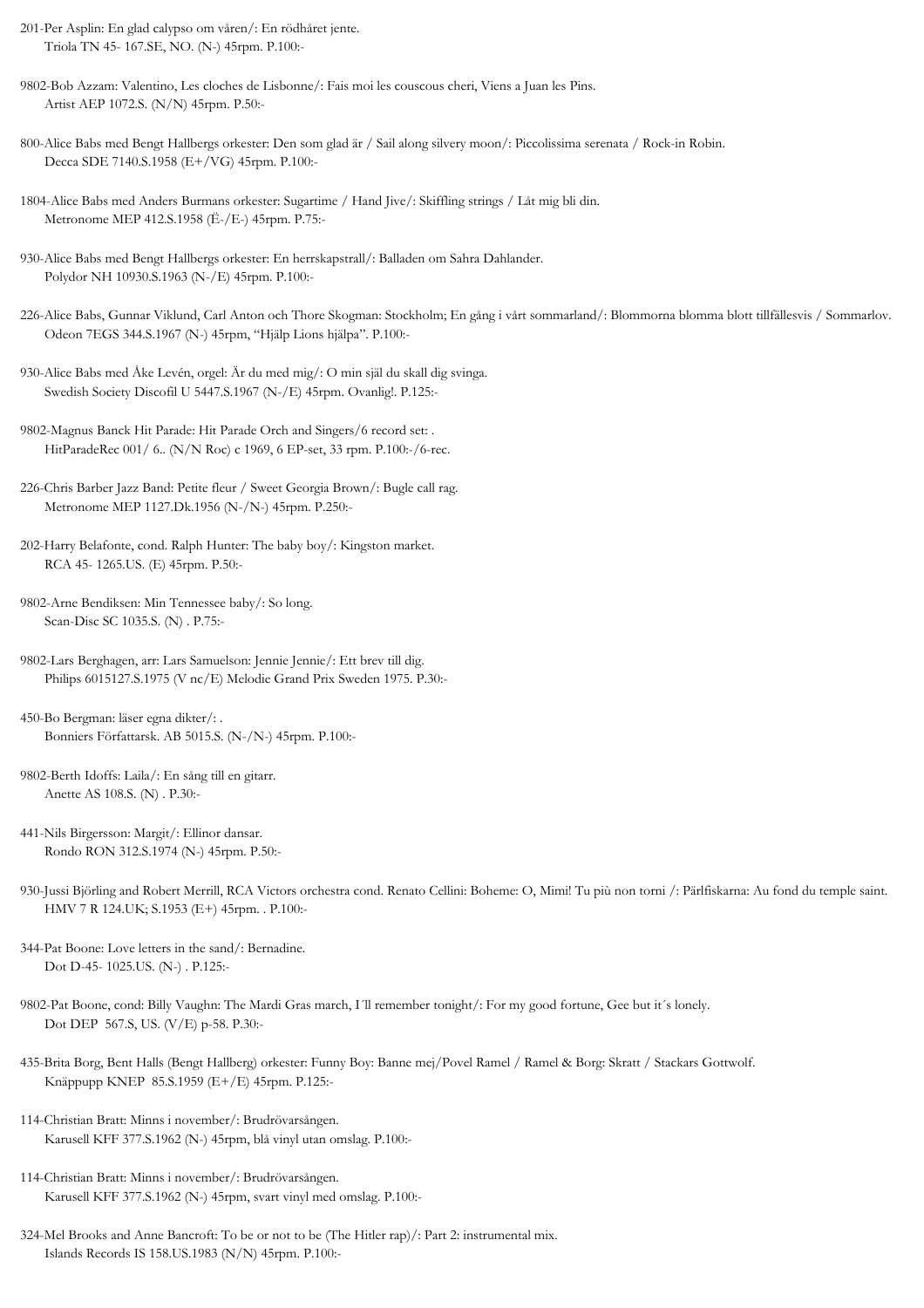201-Per Asplin: En glad calypso om våren/: En rödhåret jente.
Triola TN 45- 167.SE, NO. (N-) 45rpm. P.100:-

9802-Bob Azzam: Valentino, Les cloches de Lisbonne/: Fais moi les couscous cheri, Viens a Juan les Pins.
Artist AEP 1072.S. (N/N) 45rpm. P.50:-

800-Alice Babs med Bengt Hallbergs orkester: Den som glad är / Sail along silvery moon/: Piccolissima serenata / Rock-in Robin.
Decca SDE 7140.S.1958 (E+/VG) 45rpm. P.100:-

1804-Alice Babs med Anders Burmans orkester: Sugartime / Hand Jive/: Skiffling strings / Låt mig bli din.
Metronome MEP 412.S.1958 (Ë-/E-) 45rpm. P.75:-

930-Alice Babs med Bengt Hallbergs orkester: En herrskapstrall/: Balladen om Sahra Dahlander.
Polydor NH 10930.S.1963 (N-/E) 45rpm. P.100:-

226-Alice Babs, Gunnar Viklund, Carl Anton och Thore Skogman: Stockholm; En gång i vårt sommarland/: Blommorna blomma blott tillfällesvis / Sommarlov.
Odeon 7EGS 344.S.1967 (N-) 45rpm, "Hjälp Lions hjälpa". P.100:-

930-Alice Babs med Åke Levén, orgel: Är du med mig/: O min själ du skall dig svinga.
Swedish Society Discofil U 5447.S.1967 (N-/E) 45rpm. Ovanlig!. P.125:-

9802-Magnus Banck Hit Parade: Hit Parade Orch and Singers/6 record set: .
HitParadeRec 001/ 6.. (N/N Roc) c 1969, 6 EP-set, 33 rpm. P.100:-/6-rec.

226-Chris Barber Jazz Band: Petite fleur / Sweet Georgia Brown/: Bugle call rag.
Metronome MEP 1127.Dk.1956 (N-/N-) 45rpm. P.250:-

202-Harry Belafonte, cond. Ralph Hunter: The baby boy/: Kingston market.
RCA 45- 1265.US. (E) 45rpm. P.50:-

9802-Arne Bendiksen: Min Tennessee baby/: So long.
Scan-Disc SC 1035.S. (N) . P.75:-

9802-Lars Berghagen, arr: Lars Samuelson: Jennie Jennie/: Ett brev till dig.
Philips 6015127.S.1975 (V nc/E) Melodie Grand Prix Sweden 1975. P.30:-

450-Bo Bergman: läser egna dikter/: .
Bonniers Författarsk. AB 5015.S. (N-/N-) 45rpm. P.100:-

9802-Berth Idoffs: Laila/: En sång till en gitarr.
Anette AS 108.S. (N) . P.30:-

441-Nils Birgersson: Margit/: Ellinor dansar.
Rondo RON 312.S.1974 (N-) 45rpm. P.50:-

930-Jussi Björling and Robert Merrill, RCA Victors orchestra cond. Renato Cellini: Boheme: O, Mimi! Tu più non torni /: Pärlfiskarna: Au fond du temple saint.
HMV 7 R 124.UK; S.1953 (E+) 45rpm. . P.100:-

344-Pat Boone: Love letters in the sand/: Bernadine.
Dot D-45- 1025.US. (N-) . P.125:-

9802-Pat Boone, cond: Billy Vaughn: The Mardi Gras march, I´ll remember tonight/: For my good fortune, Gee but it´s lonely.
Dot DEP 567.S, US. (V/E) p-58. P.30:-

435-Brita Borg, Bent Halls (Bengt Hallberg) orkester: Funny Boy: Banne mej/Povel Ramel / Ramel & Borg: Skratt / Stackars Gottwolf.
Knäppupp KNEP 85.S.1959 (E+/E) 45rpm. P.125:-

114-Christian Bratt: Minns i november/: Brudrövarsången.
Karusell KFF 377.S.1962 (N-) 45rpm, blå vinyl utan omslag. P.100:-

114-Christian Bratt: Minns i november/: Brudrövarsången.
Karusell KFF 377.S.1962 (N-) 45rpm, svart vinyl med omslag. P.100:-

324-Mel Brooks and Anne Bancroft: To be or not to be (The Hitler rap)/: Part 2: instrumental mix.
Islands Records IS 158.US.1983 (N/N) 45rpm. P.100:-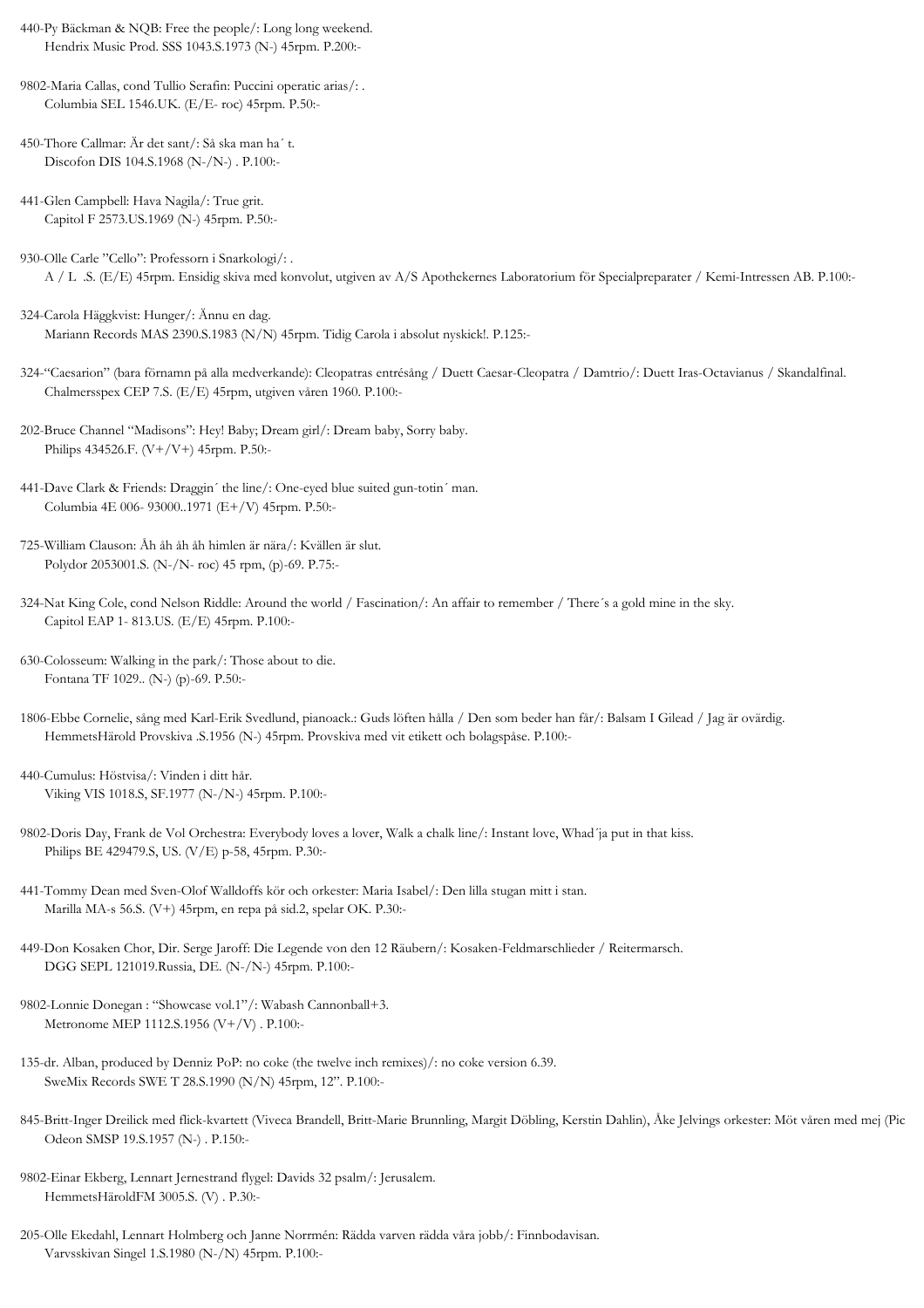440-Py Bäckman & NQB: Free the people/: Long long weekend.
Hendrix Music Prod. SSS 1043.S.1973 (N-) 45rpm. P.200:-

9802-Maria Callas, cond Tullio Serafin: Puccini operatic arias/: .
Columbia SEL 1546.UK. (E/E- roc) 45rpm. P.50:-

450-Thore Callmar: Är det sant/: Så ska man ha´ t.
Discofon DIS 104.S.1968 (N-/N-) . P.100:-

441-Glen Campbell: Hava Nagila/: True grit.
Capitol F 2573.US.1969 (N-) 45rpm. P.50:-

930-Olle Carle "Cello": Professorn i Snarkologi/: .
A / L .S. (E/E) 45rpm. Ensidig skiva med konvolut, utgiven av A/S Apothekernes Laboratorium för Specialpreparater / Kemi-Intressen AB. P.100:-

324-Carola Häggkvist: Hunger/: Ännu en dag.
Mariann Records MAS 2390.S.1983 (N/N) 45rpm. Tidig Carola i absolut nyskick!. P.125:-

324-"Caesarion" (bara förnamn på alla medverkande): Cleopatras entrésång / Duett Caesar-Cleopatra / Damtrio/: Duett Iras-Octavianus / Skandalfinal.
Chalmersspex CEP 7.S. (E/E) 45rpm, utgiven våren 1960. P.100:-

202-Bruce Channel "Madisons": Hey! Baby; Dream girl/: Dream baby, Sorry baby.
Philips 434526.F. (V+/V+) 45rpm. P.50:-

441-Dave Clark & Friends: Draggin´ the line/: One-eyed blue suited gun-totin´ man.
Columbia 4E 006- 93000..1971 (E+/V) 45rpm. P.50:-

725-William Clauson: Åh åh åh åh himlen är nära/: Kvällen är slut.
Polydor 2053001.S. (N-/N- roc) 45 rpm, (p)-69. P.75:-

324-Nat King Cole, cond Nelson Riddle: Around the world / Fascination/: An affair to remember / There´s a gold mine in the sky.
Capitol EAP 1- 813.US. (E/E) 45rpm. P.100:-

630-Colosseum: Walking in the park/: Those about to die.
Fontana TF 1029.. (N-) (p)-69. P.50:-

1806-Ebbe Cornelie, sång med Karl-Erik Svedlund, pianoack.: Guds löften hålla / Den som beder han får/: Balsam I Gilead / Jag är ovärdig.
HemmetsHärold Provskiva .S.1956 (N-) 45rpm. Provskiva med vit etikett och bolagspåse. P.100:-

440-Cumulus: Höstvisa/: Vinden i ditt hår.
Viking VIS 1018.S, SF.1977 (N-/N-) 45rpm. P.100:-

9802-Doris Day, Frank de Vol Orchestra: Everybody loves a lover, Walk a chalk line/: Instant love, Whad´ja put in that kiss.
Philips BE 429479.S, US. (V/E) p-58, 45rpm. P.30:-

441-Tommy Dean med Sven-Olof Walldoffs kör och orkester: Maria Isabel/: Den lilla stugan mitt i stan.
Marilla MA-s 56.S. (V+) 45rpm, en repa på sid.2, spelar OK. P.30:-

449-Don Kosaken Chor, Dir. Serge Jaroff: Die Legende von den 12 Räubern/: Kosaken-Feldmarschlieder / Reitermarsch.
DGG SEPL 121019.Russia, DE. (N-/N-) 45rpm. P.100:-

9802-Lonnie Donegan : "Showcase vol.1"/: Wabash Cannonball+3.
Metronome MEP 1112.S.1956 (V+/V) . P.100:-

135-dr. Alban, produced by Denniz PoP: no coke (the twelve inch remixes)/: no coke version 6.39.
SweMix Records SWE T 28.S.1990 (N/N) 45rpm, 12". P.100:-

845-Britt-Inger Dreilick med flick-kvartett (Viveca Brandell, Britt-Marie Brunnling, Margit Döbling, Kerstin Dahlin), Åke Jelvings orkester: Möt våren med mej (Pic
Odeon SMSP 19.S.1957 (N-) . P.150:-

9802-Einar Ekberg, Lennart Jernestrand flygel: Davids 32 psalm/: Jerusalem.
HemmetsHäroldFM 3005.S. (V) . P.30:-

205-Olle Ekedahl, Lennart Holmberg och Janne Norrmén: Rädda varven rädda våra jobb/: Finnbodavisan.
Varvsskivan Singel 1.S.1980 (N-/N) 45rpm. P.100:-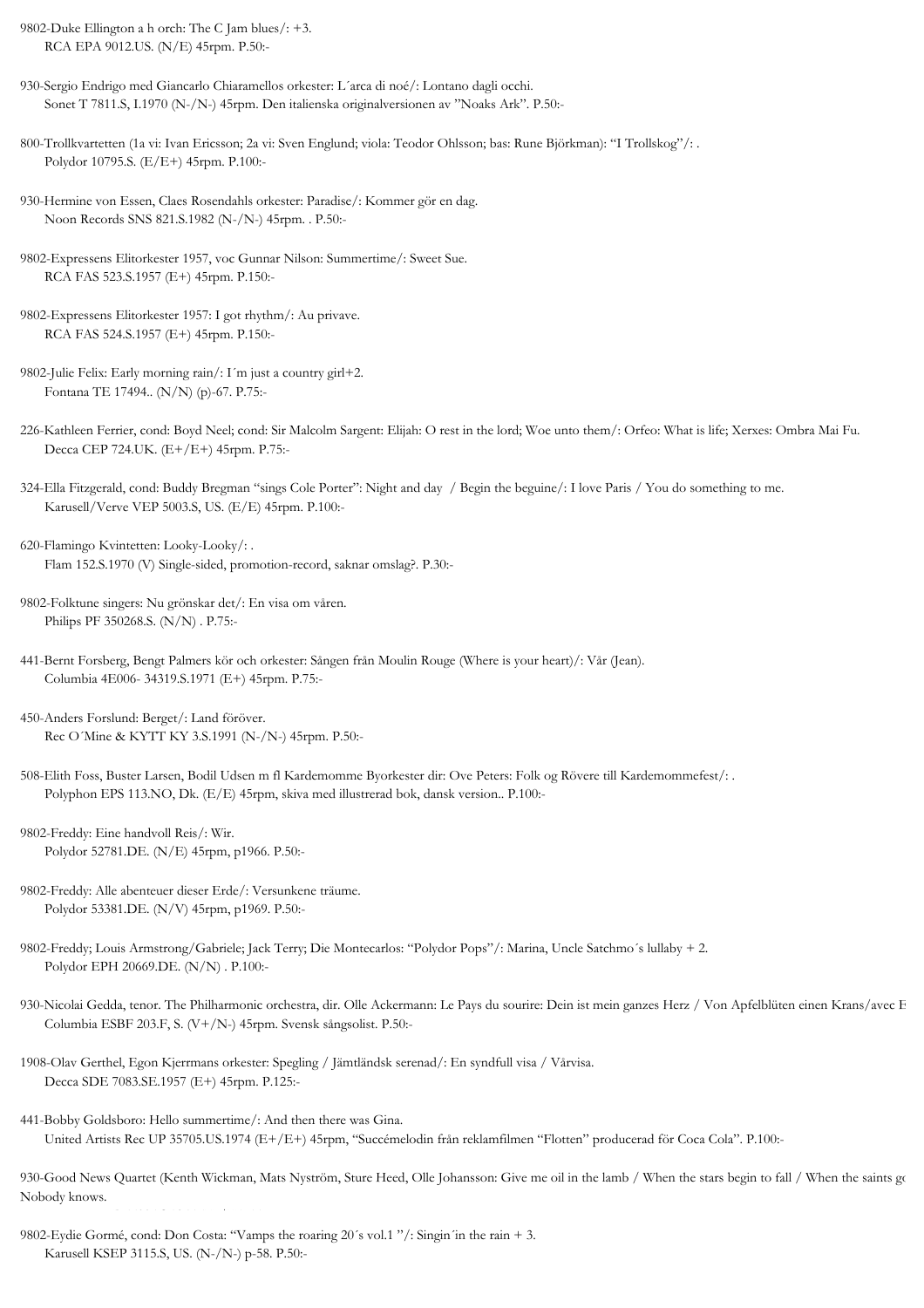9802-Duke Ellington a h orch: The C Jam blues/: +3.
RCA EPA 9012.US. (N/E) 45rpm. P.50:-

930-Sergio Endrigo med Giancarlo Chiaramellos orkester: L´arca di noé/: Lontano dagli occhi.
Sonet T 7811.S, I.1970 (N-/N-) 45rpm. Den italienska originalversionen av "Noaks Ark". P.50:-

800-Trollkvartetten (1a vi: Ivan Ericsson; 2a vi: Sven Englund; viola: Teodor Ohlsson; bas: Rune Björkman): "I Trollskog"/: .
Polydor 10795.S. (E/E+) 45rpm. P.100:-

930-Hermine von Essen, Claes Rosendahls orkester: Paradise/: Kommer gör en dag.
Noon Records SNS 821.S.1982 (N-/N-) 45rpm. . P.50:-

9802-Expressens Elitorkester 1957, voc Gunnar Nilson: Summertime/: Sweet Sue.
RCA FAS 523.S.1957 (E+) 45rpm. P.150:-

9802-Expressens Elitorkester 1957: I got rhythm/: Au privave.
RCA FAS 524.S.1957 (E+) 45rpm. P.150:-

9802-Julie Felix: Early morning rain/: I´m just a country girl+2.
Fontana TE 17494.. (N/N) (p)-67. P.75:-

226-Kathleen Ferrier, cond: Boyd Neel; cond: Sir Malcolm Sargent: Elijah: O rest in the lord; Woe unto them/: Orfeo: What is life; Xerxes: Ombra Mai Fu.
Decca CEP 724.UK. (E+/E+) 45rpm. P.75:-

324-Ella Fitzgerald, cond: Buddy Bregman "sings Cole Porter": Night and day / Begin the beguine/: I love Paris / You do something to me.
Karusell/Verve VEP 5003.S, US. (E/E) 45rpm. P.100:-

620-Flamingo Kvintetten: Looky-Looky/: .
Flam 152.S.1970 (V) Single-sided, promotion-record, saknar omslag?. P.30:-

9802-Folktune singers: Nu grönskar det/: En visa om våren.
Philips PF 350268.S. (N/N) . P.75:-

441-Bernt Forsberg, Bengt Palmers kör och orkester: Sången från Moulin Rouge (Where is your heart)/: Vår (Jean).
Columbia 4E006- 34319.S.1971 (E+) 45rpm. P.75:-

450-Anders Forslund: Berget/: Land föröver.
Rec O´Mine & KYTT KY 3.S.1991 (N-/N-) 45rpm. P.50:-

508-Elith Foss, Buster Larsen, Bodil Udsen m fl Kardemomme Byorkester dir: Ove Peters: Folk og Rövere till Kardemommefest/: .
Polyphon EPS 113.NO, Dk. (E/E) 45rpm, skiva med illustrerad bok, dansk version.. P.100:-

9802-Freddy: Eine handvoll Reis/: Wir.
Polydor 52781.DE. (N/E) 45rpm, p1966. P.50:-

9802-Freddy: Alle abenteuer dieser Erde/: Versunkene träume.
Polydor 53381.DE. (N/V) 45rpm, p1969. P.50:-

9802-Freddy; Louis Armstrong/Gabriele; Jack Terry; Die Montecarlos: "Polydor Pops"/: Marina, Uncle Satchmo´s lullaby + 2.
Polydor EPH 20669.DE. (N/N) . P.100:-

930-Nicolai Gedda, tenor. The Philharmonic orchestra, dir. Olle Ackermann: Le Pays du sourire: Dein ist mein ganzes Herz / Von Apfelblüten einen Krans/avec E
Columbia ESBF 203.F, S. (V+/N-) 45rpm. Svensk sångsolist. P.50:-

1908-Olav Gerthel, Egon Kjerrmans orkester: Spegling / Jämtländsk serenad/: En syndfull visa / Vårvisa.
Decca SDE 7083.SE.1957 (E+) 45rpm. P.125:-

441-Bobby Goldsboro: Hello summertime/: And then there was Gina.
United Artists Rec UP 35705.US.1974 (E+/E+) 45rpm, "Succémelodin från reklamfilmen "Flotten" producerad för Coca Cola". P.100:-

930-Good News Quartet (Kenth Wickman, Mats Nyström, Sture Heed, Olle Johansson: Give me oil in the lamb / When the stars begin to fall / When the saints go
Nobody knows.

9802-Eydie Gormé, cond: Don Costa: "Vamps the roaring 20´s vol.1 "/: Singin´in the rain + 3.
Karusell KSEP 3115.S, US. (N-/N-) p-58. P.50:-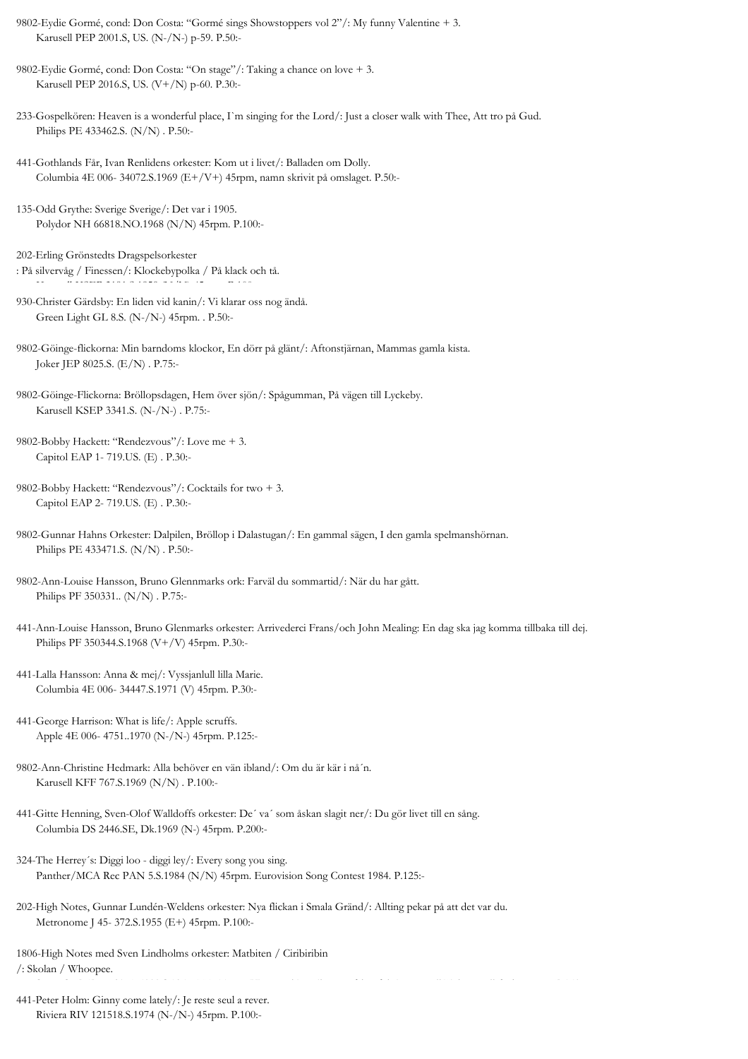9802-Eydie Gormé, cond: Don Costa: "Gormé sings Showstoppers vol 2"/: My funny Valentine + 3.
Karusell PEP 2001.S, US. (N-/N-) p-59. P.50:-

9802-Eydie Gormé, cond: Don Costa: "On stage"/: Taking a chance on love + 3.
Karusell PEP 2016.S, US. (V+/N) p-60. P.30:-

233-Gospelkören: Heaven is a wonderful place, I`m singing for the Lord/: Just a closer walk with Thee, Att tro på Gud.
Philips PE 433462.S. (N/N) . P.50:-

441-Gothlands Får, Ivan Renlidens orkester: Kom ut i livet/: Balladen om Dolly.
Columbia 4E 006- 34072.S.1969 (E+/V+) 45rpm, namn skrivit på omslaget. P.50:-

135-Odd Grythe: Sverige Sverige/: Det var i 1905.
Polydor NH 66818.NO.1968 (N/N) 45rpm. P.100:-

202-Erling Grönstedts Dragspelsorkester
: På silvervåg / Finessen/: Klockebypolka / På klack och tå.

930-Christer Gärdsby: En liden vid kanin/: Vi klarar oss nog ändå.
Green Light GL 8.S. (N-/N-) 45rpm. . P.50:-

9802-Göinge-flickorna: Min barndoms klockor, En dörr på glänt/: Aftonstjärnan, Mammas gamla kista.
Joker JEP 8025.S. (E/N) . P.75:-

9802-Göinge-Flickorna: Bröllopsdagen, Hem över sjön/: Spågumman, På vägen till Lyckeby.
Karusell KSEP 3341.S. (N-/N-) . P.75:-

9802-Bobby Hackett: "Rendezvous"/: Love me + 3.
Capitol EAP 1- 719.US. (E) . P.30:-

9802-Bobby Hackett: "Rendezvous"/: Cocktails for two + 3.
Capitol EAP 2- 719.US. (E) . P.30:-

9802-Gunnar Hahns Orkester: Dalpilen, Bröllop i Dalastugan/: En gammal sägen, I den gamla spelmanshörnan.
Philips PE 433471.S. (N/N) . P.50:-

9802-Ann-Louise Hansson, Bruno Glennmarks ork: Farväl du sommartid/: När du har gått.
Philips PF 350331.. (N/N) . P.75:-

441-Ann-Louise Hansson, Bruno Glenmarks orkester: Arrivederci Frans/och John Mealing: En dag ska jag komma tillbaka till dej.
Philips PF 350344.S.1968 (V+/V) 45rpm. P.30:-

441-Lalla Hansson: Anna & mej/: Vyssjanlull lilla Marie.
Columbia 4E 006- 34447.S.1971 (V) 45rpm. P.30:-

441-George Harrison: What is life/: Apple scruffs.
Apple 4E 006- 4751..1970 (N-/N-) 45rpm. P.125:-

9802-Ann-Christine Hedmark: Alla behöver en vän ibland/: Om du är kär i nå´n.
Karusell KFF 767.S.1969 (N/N) . P.100:-

441-Gitte Henning, Sven-Olof Walldoffs orkester: De´ va´ som åskan slagit ner/: Du gör livet till en sång.
Columbia DS 2446.SE, Dk.1969 (N-) 45rpm. P.200:-

324-The Herrey´s: Diggi loo - diggi ley/: Every song you sing.
Panther/MCA Rec PAN 5.S.1984 (N/N) 45rpm. Eurovision Song Contest 1984. P.125:-

202-High Notes, Gunnar Lundén-Weldens orkester: Nya flickan i Smala Gränd/: Allting pekar på att det var du.
Metronome J 45- 372.S.1955 (E+) 45rpm. P.100:-

1806-High Notes med Sven Lindholms orkester: Matbiten / Ciribiribin
/: Skolan / Whoopee.

441-Peter Holm: Ginny come lately/: Je reste seul a rever.
Riviera RIV 121518.S.1974 (N-/N-) 45rpm. P.100:-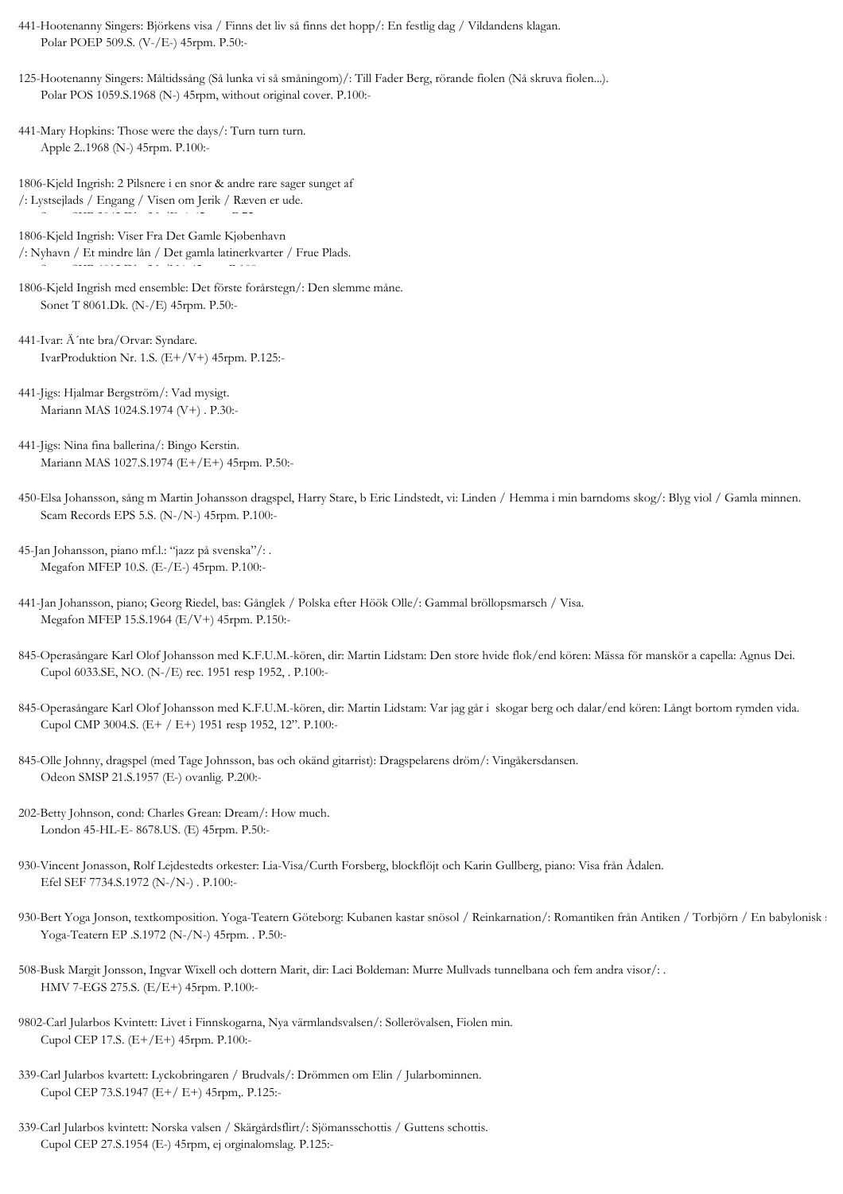441-Hootenanny Singers: Björkens visa / Finns det liv så finns det hopp/: En festlig dag / Vildandens klagan.
Polar POEP 509.S. (V-/E-) 45rpm. P.50:-

125-Hootenanny Singers: Måltidssång (Så lunka vi så småningom)/: Till Fader Berg, rörande fiolen (Nå skruva fiolen...).
Polar POS 1059.S.1968 (N-) 45rpm, without original cover. P.100:-

441-Mary Hopkins: Those were the days/: Turn turn turn.
Apple 2..1968 (N-) 45rpm. P.100:-

1806-Kjeld Ingrish: 2 Pilsnere i en snor & andre rare sager sunget af
/: Lystsejlads / Engang / Visen om Jerik / Ræven er ude.

1806-Kjeld Ingrish: Viser Fra Det Gamle Kjøbenhavn
/: Nyhavn / Et mindre lån / Det gamla latinerkvarter / Frue Plads.

1806-Kjeld Ingrish med ensemble: Det förste forårstegn/: Den slemme måne.
Sonet T 8061.Dk. (N-/E) 45rpm. P.50:-

441-Ivar: Ä´nte bra/Orvar: Syndare.
IvarProduktion Nr. 1.S. (E+/V+) 45rpm. P.125:-

441-Jigs: Hjalmar Bergström/: Vad mysigt.
Mariann MAS 1024.S.1974 (V+) . P.30:-

441-Jigs: Nina fina ballerina/: Bingo Kerstin.
Mariann MAS 1027.S.1974 (E+/E+) 45rpm. P.50:-

450-Elsa Johansson, sång m Martin Johansson dragspel, Harry Stare, b Eric Lindstedt, vi: Linden / Hemma i min barndoms skog/: Blyg viol / Gamla minnen.
Scam Records EPS 5.S. (N-/N-) 45rpm. P.100:-

45-Jan Johansson, piano mf.l.: "jazz på svenska"/: .
Megafon MFEP 10.S. (E-/E-) 45rpm. P.100:-

441-Jan Johansson, piano; Georg Riedel, bas: Gånglek / Polska efter Höök Olle/: Gammal bröllopsmarsch / Visa.
Megafon MFEP 15.S.1964 (E/V+) 45rpm. P.150:-

845-Operasångare Karl Olof Johansson med K.F.U.M.-kören, dir: Martin Lidstam: Den store hvide flok/end kören: Mässa för manskör a capella: Agnus Dei.
Cupol 6033.SE, NO. (N-/E) rec. 1951 resp 1952, . P.100:-

845-Operasångare Karl Olof Johansson med K.F.U.M.-kören, dir: Martin Lidstam: Var jag går i skogar berg och dalar/end kören: Långt bortom rymden vida.
Cupol CMP 3004.S. (E+ / E+) 1951 resp 1952, 12". P.100:-

845-Olle Johnny, dragspel (med Tage Johnsson, bas och okänd gitarrist): Dragspelarens dröm/: Vingåkersdansen.
Odeon SMSP 21.S.1957 (E-) ovanlig. P.200:-

202-Betty Johnson, cond: Charles Grean: Dream/: How much.
London 45-HL-E- 8678.US. (E) 45rpm. P.50:-

930-Vincent Jonasson, Rolf Lejdestedts orkester: Lia-Visa/Curth Forsberg, blockflöjt och Karin Gullberg, piano: Visa från Ådalen.
Efel SEF 7734.S.1972 (N-/N-) . P.100:-

930-Bert Yoga Jonson, textkomposition. Yoga-Teatern Göteborg: Kubanen kastar snösol / Reinkarnation/: Romantiken från Antiken / Torbjörn / En babylonisk
Yoga-Teatern EP .S.1972 (N-/N-) 45rpm. . P.50:-

508-Busk Margit Jonsson, Ingvar Wixell och dottern Marit, dir: Laci Boldeman: Murre Mullvads tunnelbana och fem andra visor/: .
HMV 7-EGS 275.S. (E/E+) 45rpm. P.100:-

9802-Carl Jularbos Kvintett: Livet i Finnskogarna, Nya värmlandsvalsen/: Sollerövalsen, Fiolen min.
Cupol CEP 17.S. (E+/E+) 45rpm. P.100:-

339-Carl Jularbos kvartett: Lyckobringaren / Brudvals/: Drömmen om Elin / Jularbominnen.
Cupol CEP 73.S.1947 (E+/ E+) 45rpm,. P.125:-

339-Carl Jularbos kvintett: Norska valsen / Skärgårdsflirt/: Sjömansschottis / Guttens schottis.
Cupol CEP 27.S.1954 (E-) 45rpm, ej orginalomslag. P.125:-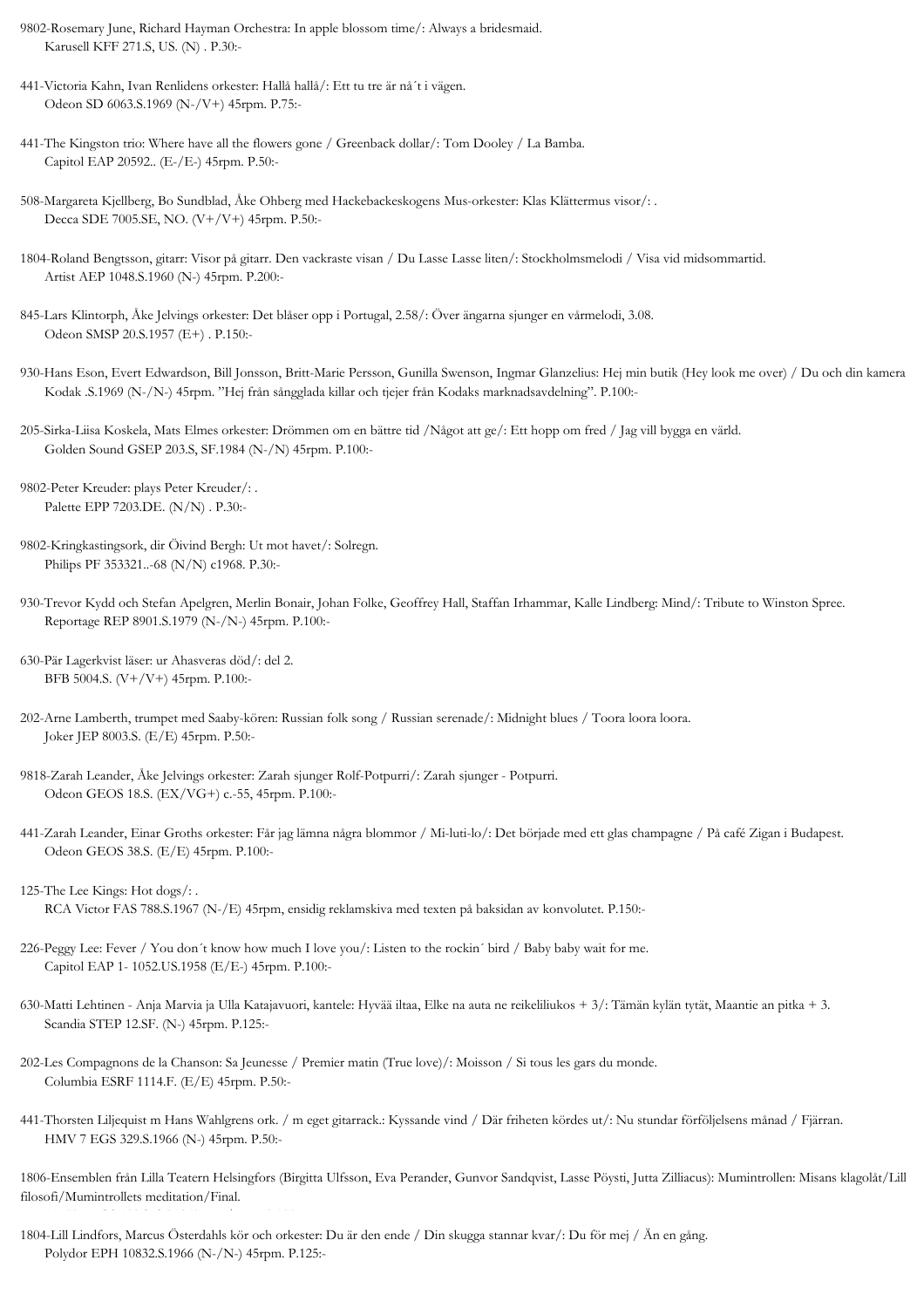9802-Rosemary June, Richard Hayman Orchestra: In apple blossom time/: Always a bridesmaid.
Karusell KFF 271.S, US. (N) . P.30:-

441-Victoria Kahn, Ivan Renlidens orkester: Hallå hallå/: Ett tu tre är nå´t i vägen.
Odeon SD 6063.S.1969 (N-/V+) 45rpm. P.75:-

441-The Kingston trio: Where have all the flowers gone / Greenback dollar/: Tom Dooley / La Bamba.
Capitol EAP 20592.. (E-/E-) 45rpm. P.50:-

508-Margareta Kjellberg, Bo Sundblad, Åke Ohberg med Hackebackeskogens Mus-orkester: Klas Klättermus visor/: .
Decca SDE 7005.SE, NO. (V+/V+) 45rpm. P.50:-

1804-Roland Bengtsson, gitarr: Visor på gitarr. Den vackraste visan / Du Lasse Lasse liten/: Stockholmsmelodi / Visa vid midsommartid.
Artist AEP 1048.S.1960 (N-) 45rpm. P.200:-

845-Lars Klintorph, Åke Jelvings orkester: Det blåser opp i Portugal, 2.58/: Över ängarna sjunger en vårmelodi, 3.08.
Odeon SMSP 20.S.1957 (E+) . P.150:-

930-Hans Eson, Evert Edwardson, Bill Jonsson, Britt-Marie Persson, Gunilla Swenson, Ingmar Glanzelius: Hej min butik (Hey look me over) / Du och din kamera
Kodak .S.1969 (N-/N-) 45rpm. "Hej från sångglada killar och tjejer från Kodaks marknadsavdelning". P.100:-

205-Sirka-Liisa Koskela, Mats Elmes orkester: Drömmen om en bättre tid /Något att ge/: Ett hopp om fred / Jag vill bygga en värld.
Golden Sound GSEP 203.S, SF.1984 (N-/N) 45rpm. P.100:-

9802-Peter Kreuder: plays Peter Kreuder/: .
Palette EPP 7203.DE. (N/N) . P.30:-

9802-Kringkastingsork, dir Öivind Bergh: Ut mot havet/: Solregn.
Philips PF 353321..-68 (N/N) c1968. P.30:-

930-Trevor Kydd och Stefan Apelgren, Merlin Bonair, Johan Folke, Geoffrey Hall, Staffan Irhammar, Kalle Lindberg: Mind/: Tribute to Winston Spree.
Reportage REP 8901.S.1979 (N-/N-) 45rpm. P.100:-

630-Pär Lagerkvist läser: ur Ahasveras död/: del 2.
BFB 5004.S. (V+/V+) 45rpm. P.100:-

202-Arne Lamberth, trumpet med Saaby-kören: Russian folk song / Russian serenade/: Midnight blues / Toora loora loora.
Joker JEP 8003.S. (E/E) 45rpm. P.50:-

9818-Zarah Leander, Åke Jelvings orkester: Zarah sjunger Rolf-Potpurri/: Zarah sjunger - Potpurri.
Odeon GEOS 18.S. (EX/VG+) c.-55, 45rpm. P.100:-

441-Zarah Leander, Einar Groths orkester: Får jag lämna några blommor / Mi-luti-lo/: Det började med ett glas champagne / På café Zigan i Budapest.
Odeon GEOS 38.S. (E/E) 45rpm. P.100:-

125-The Lee Kings: Hot dogs/: .
RCA Victor FAS 788.S.1967 (N-/E) 45rpm, ensidig reklamskiva med texten på baksidan av konvolutet. P.150:-

226-Peggy Lee: Fever / You don´t know how much I love you/: Listen to the rockin´ bird / Baby baby wait for me.
Capitol EAP 1- 1052.US.1958 (E/E-) 45rpm. P.100:-

630-Matti Lehtinen - Anja Marvia ja Ulla Katajavuori, kantele: Hyvää iltaa, Elke na auta ne reikeliliukos + 3/: Tämän kylän tytät, Maantie an pitka + 3.
Scandia STEP 12.SF. (N-) 45rpm. P.125:-

202-Les Compagnons de la Chanson: Sa Jeunesse / Premier matin (True love)/: Moisson / Si tous les gars du monde.
Columbia ESRF 1114.F. (E/E) 45rpm. P.50:-

441-Thorsten Liljequist m Hans Wahlgrens ork. / m eget gitarrack.: Kyssande vind / Där friheten kördes ut/: Nu stundar förföljelsens månad / Fjärran.
HMV 7 EGS 329.S.1966 (N-) 45rpm. P.50:-

1806-Ensemblen från Lilla Teatern Helsingfors (Birgitta Ulfsson, Eva Perander, Gunvor Sandqvist, Lasse Pöysti, Jutta Zilliacus): Mumintrollen: Misans klagolåt/Lill filosofi/Mumintrollets meditation/Final.

1804-Lill Lindfors, Marcus Österdahls kör och orkester: Du är den ende / Din skugga stannar kvar/: Du för mej / Än en gång.
Polydor EPH 10832.S.1966 (N-/N-) 45rpm. P.125:-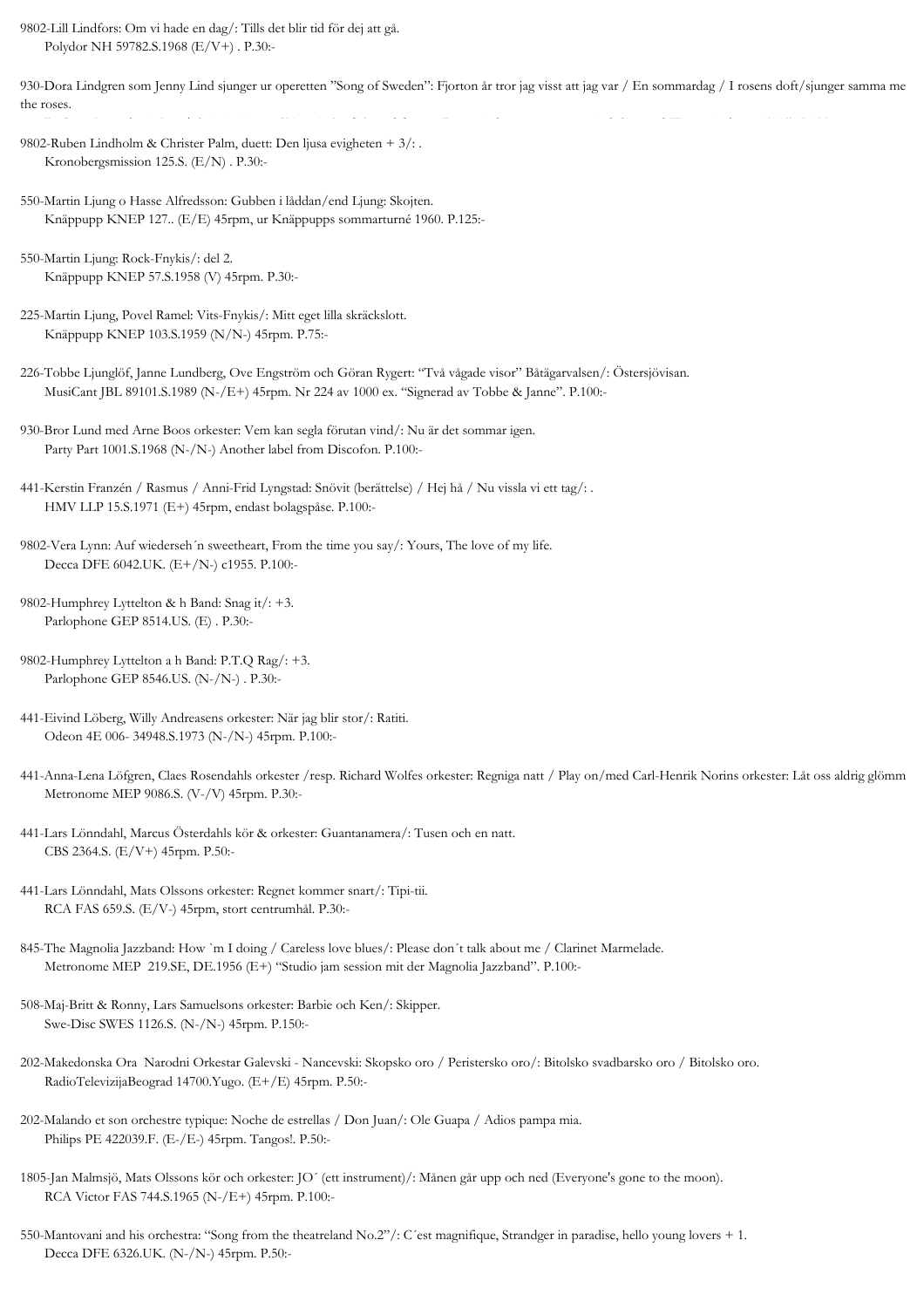9802-Lill Lindfors: Om vi hade en dag/: Tills det blir tid för dej att gå.
Polydor NH 59782.S.1968 (E/V+) . P.30:-

930-Dora Lindgren som Jenny Lind sjunger ur operetten "Song of Sweden": Fjorton år tror jag visst att jag var / En sommardag / I rosens doft/sjunger samma me the roses.

9802-Ruben Lindholm & Christer Palm, duett: Den ljusa evigheten + 3/: .
Kronobergsmission 125.S. (E/N) . P.30:-

550-Martin Ljung o Hasse Alfredsson: Gubben i lådden/end Ljung: Skojten.
Knäppupp KNEP 127.. (E/E) 45rpm, ur Knäppupps sommarturné 1960. P.125:-

550-Martin Ljung: Rock-Fnykis/: del 2.
Knäppupp KNEP 57.S.1958 (V) 45rpm. P.30:-

225-Martin Ljung, Povel Ramel: Vits-Fnykis/: Mitt eget lilla skräckslott.
Knäppupp KNEP 103.S.1959 (N/N-) 45rpm. P.75:-

226-Tobbe Ljunglöf, Janne Lundberg, Ove Engström och Göran Rygert: "Två vågade visor" Båtägarvalsen/: Östersjövisan.
MusiCant JBL 89101.S.1989 (N-/E+) 45rpm. Nr 224 av 1000 ex. "Signerad av Tobbe & Janne". P.100:-

930-Bror Lund med Arne Boos orkester: Vem kan segla förutan vind/: Nu är det sommar igen.
Party Part 1001.S.1968 (N-/N-) Another label from Discofon. P.100:-

441-Kerstin Franzén / Rasmus / Anni-Frid Lyngstad: Snövit (berättelse) / Hej hå / Nu vissla vi ett tag/: .
HMV LLP 15.S.1971 (E+) 45rpm, endast bolagspåse. P.100:-

9802-Vera Lynn: Auf wiederseh´n sweetheart, From the time you say/: Yours, The love of my life.
Decca DFE 6042.UK. (E+/N-) c1955. P.100:-

9802-Humphrey Lyttelton & h Band: Snag it/: +3.
Parlophone GEP 8514.US. (E) . P.30:-

9802-Humphrey Lyttelton a h Band: P.T.Q Rag/: +3.
Parlophone GEP 8546.US. (N-/N-) . P.30:-

441-Eivind Löberg, Willy Andreasens orkester: När jag blir stor/: Ratiti.
Odeon 4E 006- 34948.S.1973 (N-/N-) 45rpm. P.100:-

441-Anna-Lena Löfgren, Claes Rosendahls orkester /resp. Richard Wolfes orkester: Regniga natt / Play on/med Carl-Henrik Norins orkester: Låt oss aldrig glömm
Metronome MEP 9086.S. (V-/V) 45rpm. P.30:-

441-Lars Lönndahl, Marcus Österdahls kör & orkester: Guantanamera/: Tusen och en natt.
CBS 2364.S. (E/V+) 45rpm. P.50:-

441-Lars Lönndahl, Mats Olssons orkester: Regnet kommer snart/: Tipi-tii.
RCA FAS 659.S. (E/V-) 45rpm, stort centrumhål. P.30:-

845-The Magnolia Jazzband: How `m I doing / Careless love blues/: Please don´t talk about me / Clarinet Marmelade.
Metronome MEP 219.SE, DE.1956 (E+) "Studio jam session mit der Magnolia Jazzband". P.100:-

508-Maj-Britt & Ronny, Lars Samuelsons orkester: Barbie och Ken/: Skipper.
Swe-Disc SWES 1126.S. (N-/N-) 45rpm. P.150:-

202-Makedonska Ora Narodni Orkestar Galevski - Nancevski: Skopsko oro / Peristersko oro/: Bitolsko svadbarsko oro / Bitolsko oro.
RadioTelevizijaBeograd 14700.Yugo. (E+/E) 45rpm. P.50:-

202-Malando et son orchestre typique: Noche de estrellas / Don Juan/: Ole Guapa / Adios pampa mia.
Philips PE 422039.F. (E-/E-) 45rpm. Tangos!. P.50:-

1805-Jan Malmsjö, Mats Olssons kör och orkester: JO´ (ett instrument)/: Månen går upp och ned (Everyone's gone to the moon).
RCA Victor FAS 744.S.1965 (N-/E+) 45rpm. P.100:-

550-Mantovani and his orchestra: "Song from the theatreland No.2"/: C´est magnifique, Strandger in paradise, hello young lovers + 1.
Decca DFE 6326.UK. (N-/N-) 45rpm. P.50:-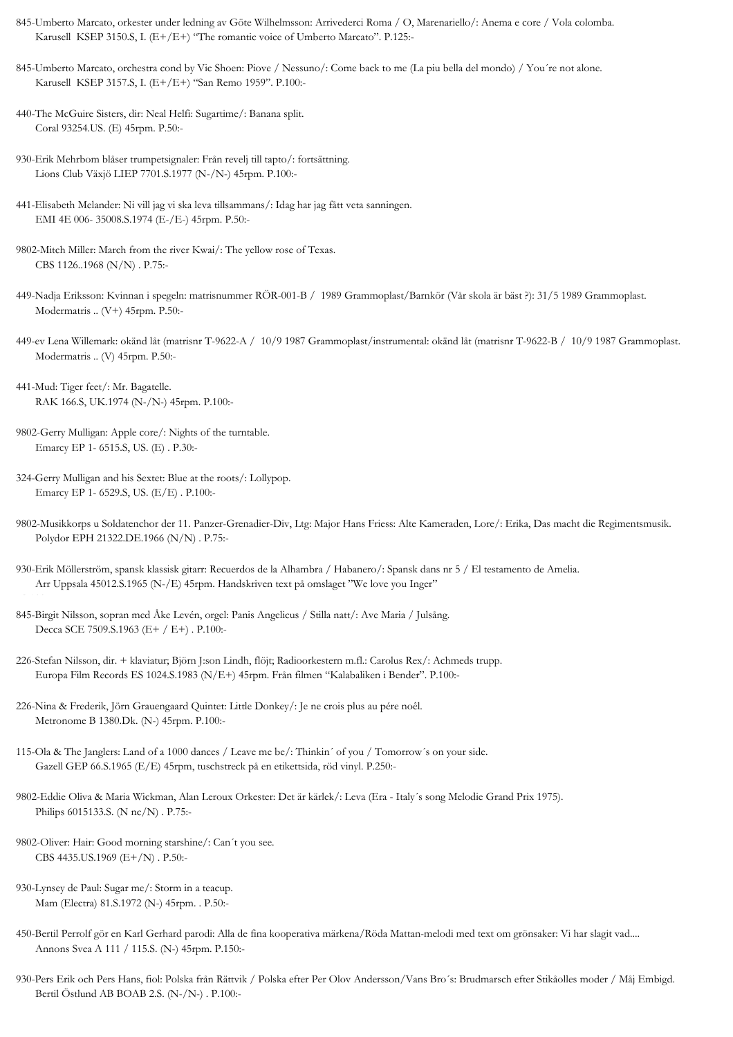845-Umberto Marcato, orkester under ledning av Göte Wilhelmsson: Arrivederci Roma / O, Marenariello/: Anema e core / Vola colomba.
Karusell KSEP 3150.S, I. (E+/E+) "The romantic voice of Umberto Marcato". P.125:-

845-Umberto Marcato, orchestra cond by Vic Shoen: Piove / Nessuno/: Come back to me (La piu bella del mondo) / You´re not alone.
Karusell KSEP 3157.S, I. (E+/E+) "San Remo 1959". P.100:-

440-The McGuire Sisters, dir: Neal Helfi: Sugartime/: Banana split.
Coral 93254.US. (E) 45rpm. P.50:-

930-Erik Mehrbom blåser trumpetsignaler: Från revelj till tapto/: fortsättning.
Lions Club Växjö LIEP 7701.S.1977 (N-/N-) 45rpm. P.100:-

441-Elisabeth Melander: Ni vill jag vi ska leva tillsammans/: Idag har jag fått veta sanningen.
EMI 4E 006- 35008.S.1974 (E-/E-) 45rpm. P.50:-

9802-Mitch Miller: March from the river Kwai/: The yellow rose of Texas.
CBS 1126..1968 (N/N) . P.75:-

449-Nadja Eriksson: Kvinnan i spegeln: matrisnummer RÖR-001-B / 1989 Grammoplast/Barnkör (Vår skola är bäst ?): 31/5 1989 Grammoplast.
Modermatris .. (V+) 45rpm. P.50:-

449-ev Lena Willemark: okänd låt (matrisnr T-9622-A / 10/9 1987 Grammoplast/instrumental: okänd låt (matrisnr T-9622-B / 10/9 1987 Grammoplast.
Modermatris .. (V) 45rpm. P.50:-

441-Mud: Tiger feet/: Mr. Bagatelle.
RAK 166.S, UK.1974 (N-/N-) 45rpm. P.100:-

9802-Gerry Mulligan: Apple core/: Nights of the turntable.
Emarcy EP 1- 6515.S, US. (E) . P.30:-

324-Gerry Mulligan and his Sextet: Blue at the roots/: Lollypop.
Emarcy EP 1- 6529.S, US. (E/E) . P.100:-

9802-Musikkorps u Soldatenchor der 11. Panzer-Grenadier-Div, Ltg: Major Hans Friess: Alte Kameraden, Lore/: Erika, Das macht die Regimentsmusik.
Polydor EPH 21322.DE.1966 (N/N) . P.75:-

930-Erik Möllerström, spansk klassisk gitarr: Recuerdos de la Alhambra / Habanero/: Spansk dans nr 5 / El testamento de Amelia.
Arr Uppsala 45012.S.1965 (N-/E) 45rpm. Handskriven text på omslaget "We love you Inger"

845-Birgit Nilsson, sopran med Åke Levén, orgel: Panis Angelicus / Stilla natt/: Ave Maria / Julsång.
Decca SCE 7509.S.1963 (E+ / E+) . P.100:-

226-Stefan Nilsson, dir. + klaviatur; Björn J:son Lindh, flöjt; Radioorkestern m.fl.: Carolus Rex/: Achmeds trupp.
Europa Film Records ES 1024.S.1983 (N/E+) 45rpm. Från filmen "Kalabaliken i Bender". P.100:-

226-Nina & Frederik, Jörn Grauengaard Quintet: Little Donkey/: Je ne crois plus au pére noêl.
Metronome B 1380.Dk. (N-) 45rpm. P.100:-

115-Ola & The Janglers: Land of a 1000 dances / Leave me be/: Thinkin´ of you / Tomorrow´s on your side.
Gazell GEP 66.S.1965 (E/E) 45rpm, tuschstreck på en etikettsida, röd vinyl. P.250:-

9802-Eddie Oliva & Maria Wickman, Alan Leroux Orkester: Det är kärlek/: Leva (Era - Italy´s song Melodie Grand Prix 1975).
Philips 6015133.S. (N nc/N) . P.75:-

9802-Oliver: Hair: Good morning starshine/: Can´t you see.
CBS 4435.US.1969 (E+/N) . P.50:-

930-Lynsey de Paul: Sugar me/: Storm in a teacup.
Mam (Electra) 81.S.1972 (N-) 45rpm. . P.50:-

450-Bertil Perrolf gör en Karl Gerhard parodi: Alla de fina kooperativa märkena/Röda Mattan-melodi med text om grönsaker: Vi har slagit vad....
Annons Svea A 111 / 115.S. (N-) 45rpm. P.150:-

930-Pers Erik och Pers Hans, fiol: Polska från Rättvik / Polska efter Per Olov Andersson/Vans Bro´s: Brudmarsch efter Stikåolles moder / Måj Embigd.
Bertil Östlund AB BOAB 2.S. (N-/N-) . P.100:-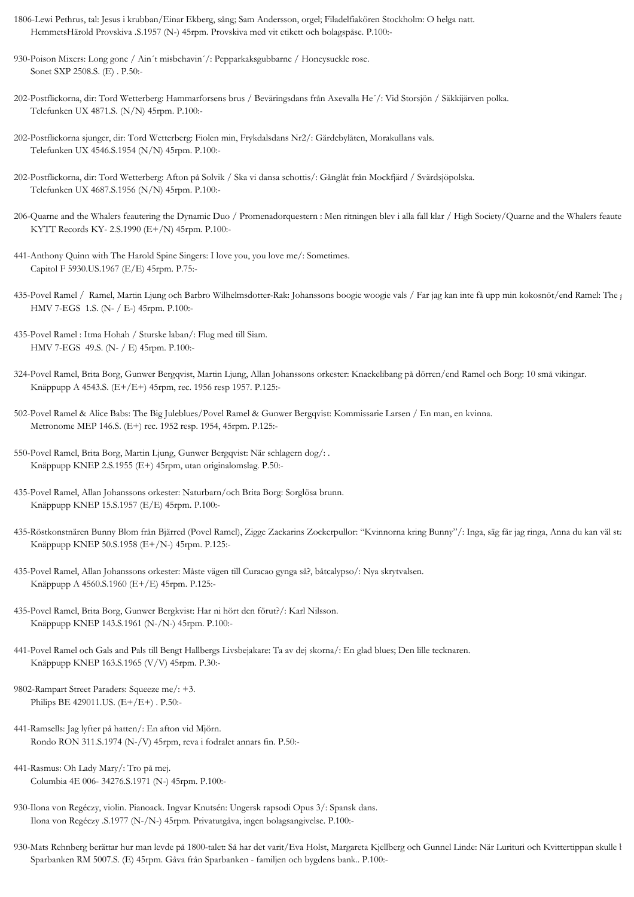1806-Lewi Pethrus, tal: Jesus i krubban/Einar Ekberg, sång; Sam Andersson, orgel; Filadelfiakören Stockholm: O helga natt.
HemmetsHärold Provskiva .S.1957 (N-) 45rpm. Provskiva med vit etikett och bolagspåse. P.100:-

930-Poison Mixers: Long gone / Ain´t misbehavin´/: Pepparkaksgubbarne / Honeysuckle rose.
Sonet SXP 2508.S. (E) . P.50:-

202-Postflickorna, dir: Tord Wetterberg: Hammarforsens brus / Beväringsdans från Axevalla He´/: Vid Storsjön / Säkkijärven polka.
Telefunken UX 4871.S. (N/N) 45rpm. P.100:-

202-Postflickorna sjunger, dir: Tord Wetterberg: Fiolen min, Frykdalsdans Nr2/: Gärdebylåten, Morakullans vals.
Telefunken UX 4546.S.1954 (N/N) 45rpm. P.100:-

202-Postflickorna, dir: Tord Wetterberg: Afton på Solvik / Ska vi dansa schottis/: Gånglåt från Mockfjärd / Svärdsjöpolska.
Telefunken UX 4687.S.1956 (N/N) 45rpm. P.100:-

206-Quarne and the Whalers feautering the Dynamic Duo / Promenadorquestern : Men ritningen blev i alla fall klar / High Society/Quarne and the Whalers feaute
KYTT Records KY- 2.S.1990 (E+/N) 45rpm. P.100:-

441-Anthony Quinn with The Harold Spine Singers: I love you, you love me/: Sometimes.
Capitol F 5930.US.1967 (E/E) 45rpm. P.75:-

435-Povel Ramel / Ramel, Martin Ljung och Barbro Wilhelmsdotter-Rak: Johanssons boogie woogie vals / Far jag kan inte få upp min kokosnöt/end Ramel: The g
HMV 7-EGS 1.S. (N- / E-) 45rpm. P.100:-

435-Povel Ramel : Itma Hohah / Sturske laban/: Flug med till Siam.
HMV 7-EGS 49.S. (N- / E) 45rpm. P.100:-

324-Povel Ramel, Brita Borg, Gunwer Bergqvist, Martin Ljung, Allan Johanssons orkester: Knackelibang på dörren/end Ramel och Borg: 10 små vikingar.
Knäppupp A 4543.S. (E+/E+) 45rpm, rec. 1956 resp 1957. P.125:-

502-Povel Ramel & Alice Babs: The Big Juleblues/Povel Ramel & Gunwer Bergqvist: Kommissarie Larsen / En man, en kvinna.
Metronome MEP 146.S. (E+) rec. 1952 resp. 1954, 45rpm. P.125:-

550-Povel Ramel, Brita Borg, Martin Ljung, Gunwer Bergqvist: När schlagern dog/: .
Knäppupp KNEP 2.S.1955 (E+) 45rpm, utan originalomslag. P.50:-

435-Povel Ramel, Allan Johanssons orkester: Naturbarn/och Brita Borg: Sorglösa brunn.
Knäppupp KNEP 15.S.1957 (E/E) 45rpm. P.100:-

435-Röstkonstnären Bunny Blom från Bjärred (Povel Ramel), Zigge Zackarins Zockerpullor: "Kvinnorna kring Bunny"/: Inga, såg får jag ringa, Anna du kan väl sta
Knäppupp KNEP 50.S.1958 (E+/N-) 45rpm. P.125:-

435-Povel Ramel, Allan Johanssons orkester: Måste vägen till Curacao gynga så?, båtcalypso/: Nya skrytvalsen.
Knäppupp A 4560.S.1960 (E+/E) 45rpm. P.125:-

435-Povel Ramel, Brita Borg, Gunwer Bergkvist: Har ni hört den förut?/: Karl Nilsson.
Knäppupp KNEP 143.S.1961 (N-/N-) 45rpm. P.100:-

441-Povel Ramel och Gals and Pals till Bengt Hallbergs Livsbejakare: Ta av dej skorna/: En glad blues; Den lille tecknaren.
Knäppupp KNEP 163.S.1965 (V/V) 45rpm. P.30:-

9802-Rampart Street Paraders: Squeeze me/: +3.
Philips BE 429011.US. (E+/E+) . P.50:-

441-Ramsells: Jag lyfter på hatten/: En afton vid Mjörn.
Rondo RON 311.S.1974 (N-/V) 45rpm, reva i fodralet annars fin. P.50:-

441-Rasmus: Oh Lady Mary/: Tro på mej.
Columbia 4E 006- 34276.S.1971 (N-) 45rpm. P.100:-

930-Ilona von Regéczy, violin. Pianoack. Ingvar Knutsén: Ungersk rapsodi Opus 3/: Spansk dans.
Ilona von Regéczy .S.1977 (N-/N-) 45rpm. Privatutgåva, ingen bolagsangivelse. P.100:-

930-Mats Rehnberg berättar hur man levde på 1800-talet: Så har det varit/Eva Holst, Margareta Kjellberg och Gunnel Linde: När Lurituri och Kvittertippan skulle b
Sparbanken RM 5007.S. (E) 45rpm. Gåva från Sparbanken - familjen och bygdens bank.. P.100:-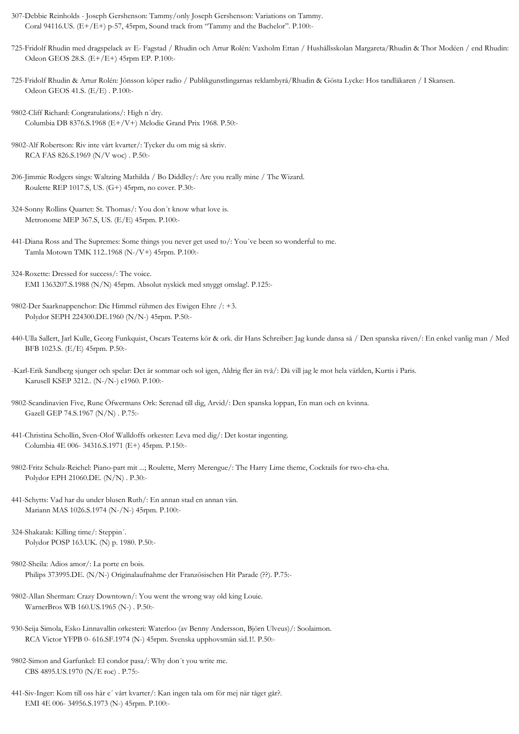307-Debbie Reinholds - Joseph Gershenson: Tammy/only Joseph Gershenson: Variations on Tammy.
Coral 94116.US. (E+/E+) p-57, 45rpm, Sound track from "Tammy and the Bachelor". P.100:-

725-Fridolf Rhudin med dragspelack av E- Fagstad / Rhudin och Artur Rolén: Vaxholm Ettan / Hushållsskolan Margareta/Rhudin & Thor Modéen / end Rhudin:
Odeon GEOS 28.S. (E+/E+) 45rpm EP. P.100:-

725-Fridolf Rhudin & Artur Rolén: Jönsson köper radio / Publikgunstlingarnas reklambyrå/Rhudin & Gösta Lycke: Hos tandläkaren / I Skansen.
Odeon GEOS 41.S. (E/E) . P.100:-

9802-Cliff Richard: Congratulations/: High n´dry.
Columbia DB 8376.S.1968 (E+/V+) Melodie Grand Prix 1968. P.50:-

9802-Alf Robertson: Riv inte vårt kvarter/: Tycker du om mig så skriv.
RCA FAS 826.S.1969 (N/V woc) . P.50:-

206-Jimmie Rodgers sings: Waltzing Mathilda / Bo Diddley/: Are you really mine / The Wizard.
Roulette REP 1017.S, US. (G+) 45rpm, no cover. P.30:-

324-Sonny Rollins Quartet: St. Thomas/: You don´t know what love is.
Metronome MEP 367.S, US. (E/E) 45rpm. P.100:-

441-Diana Ross and The Supremes: Some things you never get used to/: You´ve been so wonderful to me.
Tamla Motown TMK 112..1968 (N-/V+) 45rpm. P.100:-

324-Roxette: Dressed for success/: The voice.
EMI 1363207.S.1988 (N/N) 45rpm. Absolut nyskick med snyggt omslag!. P.125:-

9802-Der Saarknappenchor: Die Himmel rühmen des Ewigen Ehre /: +3.
Polydor SEPH 224300.DE.1960 (N/N-) 45rpm. P.50:-

440-Ulla Sallert, Jarl Kulle, Georg Funkquist, Oscars Teaterns kör & ork. dir Hans Schreiber: Jag kunde dansa så / Den spanska räven/: En enkel vanlig man / Med
BFB 1023.S. (E/E) 45rpm. P.50:-

-Karl-Erik Sandberg sjunger och spelar: Det är sommar och sol igen, Aldrig fler än två/: Då vill jag le mot hela världen, Kurtis i Paris.
Karusell KSEP 3212.. (N-/N-) c1960. P.100:-

9802-Scandinavien Five, Rune Öfwermans Ork: Serenad till dig, Arvid/: Den spanska loppan, En man och en kvinna.
Gazell GEP 74.S.1967 (N/N) . P.75:-

441-Christina Schollin, Sven-Olof Walldoffs orkester: Leva med dig/: Det kostar ingenting.
Columbia 4E 006- 34316.S.1971 (E+) 45rpm. P.150:-

9802-Fritz Schulz-Reichel: Piano-part mit ...; Roulette, Merry Merengue/: The Harry Lime theme, Cocktails for two-cha-cha.
Polydor EPH 21060.DE. (N/N) . P.30:-

441-Schytts: Vad har du under blusen Ruth/: En annan stad en annan vän.
Mariann MAS 1026.S.1974 (N-/N-) 45rpm. P.100:-

324-Shakatak: Killing time/: Steppin´.
Polydor POSP 163.UK. (N) p. 1980. P.50:-

9802-Sheila: Adios amor/: La porte en bois.
Philips 373995.DE. (N/N-) Originalaufnahme der Französischen Hit Parade (??). P.75:-

9802-Allan Sherman: Crazy Downtown/: You went the wrong way old king Louie.
WarnerBros WB 160.US.1965 (N-) . P.50:-

930-Seija Simola, Esko Linnavallin orkesteri: Waterloo (av Benny Andersson, Björn Ulveus)/: Soolaimon.
RCA Victor YFPB 0- 616.SF.1974 (N-) 45rpm. Svenska upphovsmän sid.1!. P.50:-

9802-Simon and Garfunkel: El condor pasa/: Why don´t you write me.
CBS 4895.US.1970 (N/E roc) . P.75:-

441-Siv-Inger: Kom till oss här e´ vårt kvarter/: Kan ingen tala om för mej när tåget går?.
EMI 4E 006- 34956.S.1973 (N-) 45rpm. P.100:-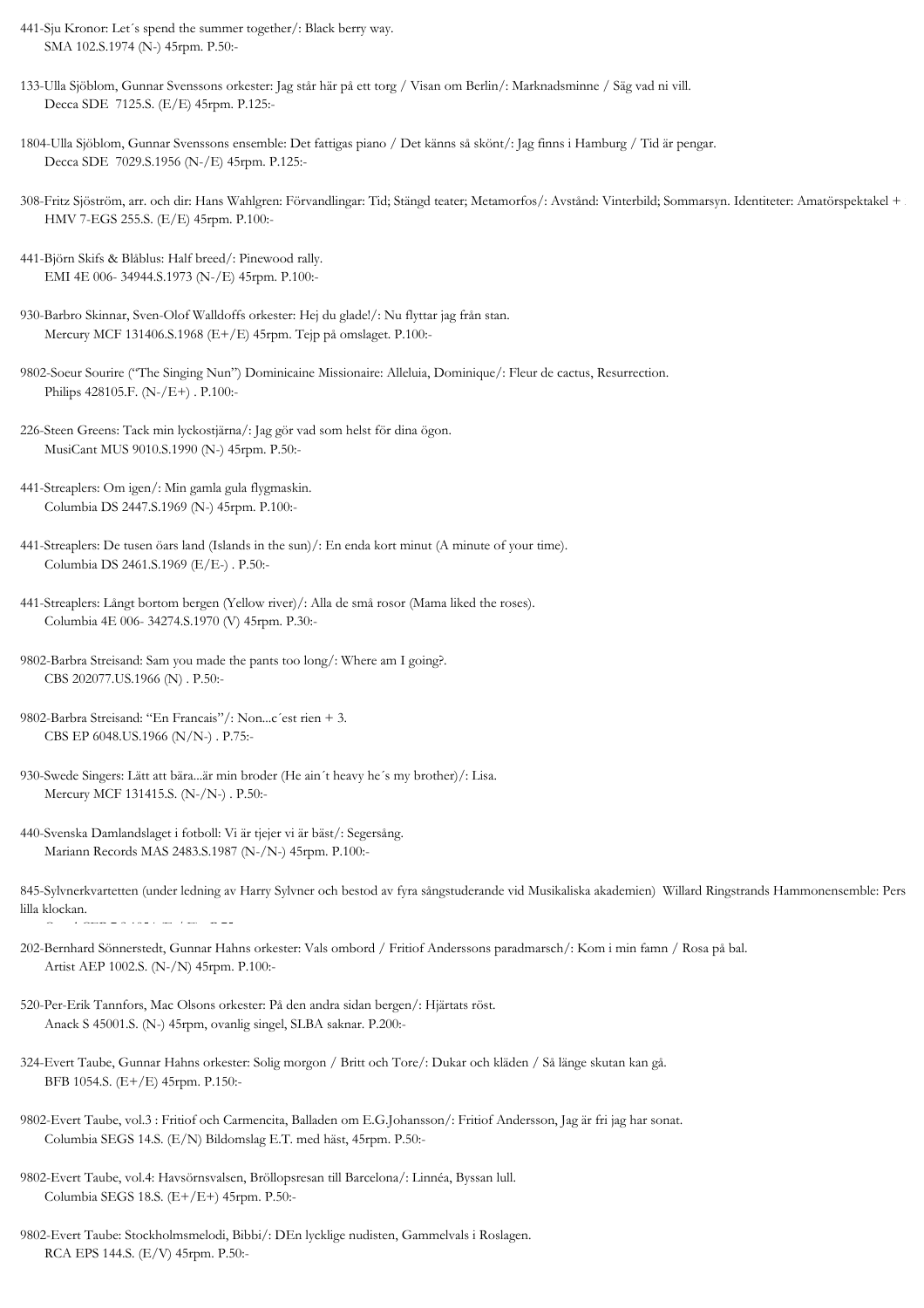441-Sju Kronor: Let´s spend the summer together/: Black berry way.
SMA 102.S.1974 (N-) 45rpm. P.50:-

133-Ulla Sjöblom, Gunnar Svenssons orkester: Jag står här på ett torg / Visan om Berlin/: Marknadsminne / Säg vad ni vill.
Decca SDE 7125.S. (E/E) 45rpm. P.125:-

1804-Ulla Sjöblom, Gunnar Svenssons ensemble: Det fattigas piano / Det känns så skönt/: Jag finns i Hamburg / Tid är pengar.
Decca SDE 7029.S.1956 (N-/E) 45rpm. P.125:-

308-Fritz Sjöström, arr. och dir: Hans Wahlgren: Förvandlingar: Tid; Stängd teater; Metamorfos/: Avstånd: Vinterbild; Sommarsyn. Identiteter: Amatörspektakel +
HMV 7-EGS 255.S. (E/E) 45rpm. P.100:-

441-Björn Skifs & Blåblus: Half breed/: Pinewood rally.
EMI 4E 006- 34944.S.1973 (N-/E) 45rpm. P.100:-

930-Barbro Skinnar, Sven-Olof Walldoffs orkester: Hej du glade!/: Nu flyttar jag från stan.
Mercury MCF 131406.S.1968 (E+/E) 45rpm. Tejp på omslaget. P.100:-

9802-Soeur Sourire ("The Singing Nun") Dominicaine Missionaire: Alleluia, Dominique/: Fleur de cactus, Resurrection.
Philips 428105.F. (N-/E+) . P.100:-

226-Steen Greens: Tack min lyckostjärna/: Jag gör vad som helst för dina ögon.
MusiCant MUS 9010.S.1990 (N-) 45rpm. P.50:-

441-Streaplers: Om igen/: Min gamla gula flygmaskin.
Columbia DS 2447.S.1969 (N-) 45rpm. P.100:-

441-Streaplers: De tusen öars land (Islands in the sun)/: En enda kort minut (A minute of your time).
Columbia DS 2461.S.1969 (E/E-) . P.50:-

441-Streaplers: Långt bortom bergen (Yellow river)/: Alla de små rosor (Mama liked the roses).
Columbia 4E 006- 34274.S.1970 (V) 45rpm. P.30:-

9802-Barbra Streisand: Sam you made the pants too long/: Where am I going?.
CBS 202077.US.1966 (N) . P.50:-

9802-Barbra Streisand: "En Francais"/: Non...c´est rien + 3.
CBS EP 6048.US.1966 (N/N-) . P.75:-

930-Swede Singers: Lätt att bära...är min broder (He ain´t heavy he´s my brother)/: Lisa.
Mercury MCF 131415.S. (N-/N-) . P.50:-

440-Svenska Damlandslaget i fotboll: Vi är tjejer vi är bäst/: Segersång.
Mariann Records MAS 2483.S.1987 (N-/N-) 45rpm. P.100:-

845-Sylvnerkvartetten (under ledning av Harry Sylvner och bestod av fyra sångstuderande vid Musikaliska akademien) Willard Ringstrands Hammonensemble: Pers lilla klockan.

202-Bernhard Sönnerstedt, Gunnar Hahns orkester: Vals ombord / Fritiof Anderssons paradmarsch/: Kom i min famn / Rosa på bal.
Artist AEP 1002.S. (N-/N) 45rpm. P.100:-

520-Per-Erik Tannfors, Mac Olsons orkester: På den andra sidan bergen/: Hjärtats röst.
Anack S 45001.S. (N-) 45rpm, ovanlig singel, SLBA saknar. P.200:-

324-Evert Taube, Gunnar Hahns orkester: Solig morgon / Britt och Tore/: Dukar och kläden / Så länge skutan kan gå.
BFB 1054.S. (E+/E) 45rpm. P.150:-

9802-Evert Taube, vol.3 : Fritiof och Carmencita, Balladen om E.G.Johansson/: Fritiof Andersson, Jag är fri jag har sonat.
Columbia SEGS 14.S. (E/N) Bildomslag E.T. med häst, 45rpm. P.50:-

9802-Evert Taube, vol.4: Havsörnsvalsen, Bröllopsresan till Barcelona/: Linnéa, Byssan lull.
Columbia SEGS 18.S. (E+/E+) 45rpm. P.50:-

9802-Evert Taube: Stockholmsmelodi, Bibbi/: DEn lycklige nudisten, Gammelvals i Roslagen.
RCA EPS 144.S. (E/V) 45rpm. P.50:-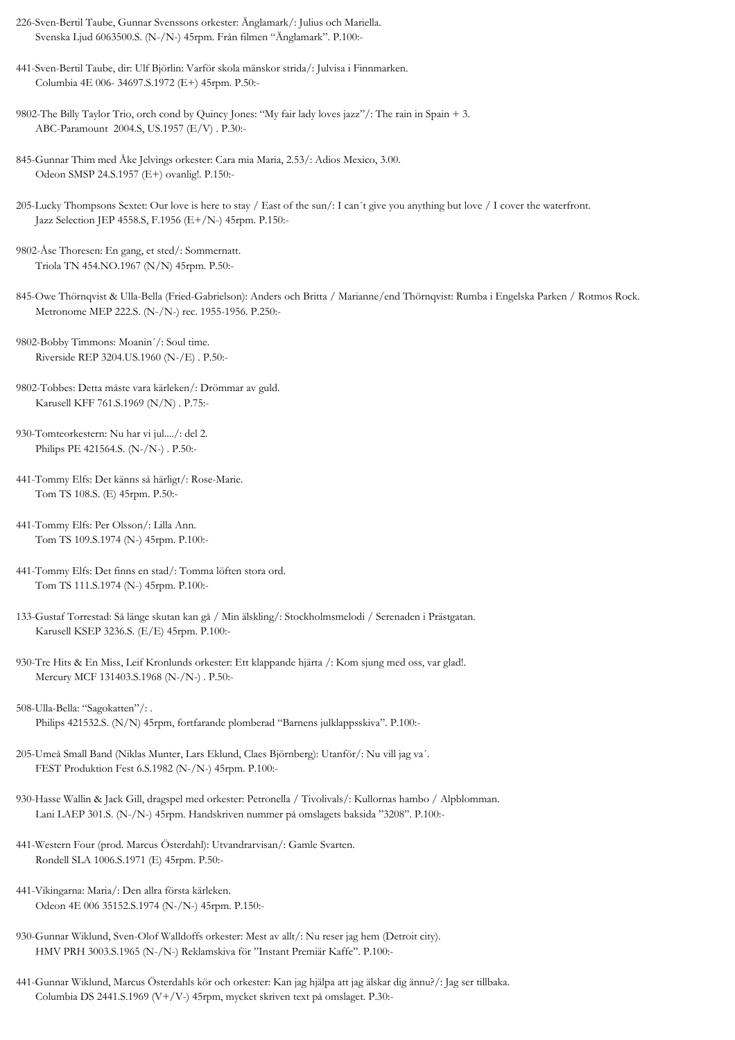226-Sven-Bertil Taube, Gunnar Svenssons orkester: Änglamark/: Julius och Mariella.
Svenska Ljud 6063500.S. (N-/N-) 45rpm. Från filmen "Änglamark". P.100:-

441-Sven-Bertil Taube, dir: Ulf Björlin: Varför skola mänskor strida/: Julvisa i Finnmarken.
Columbia 4E 006- 34697.S.1972 (E+) 45rpm. P.50:-

9802-The Billy Taylor Trio, orch cond by Quincy Jones: "My fair lady loves jazz"/: The rain in Spain + 3.
ABC-Paramount 2004.S, US.1957 (E/V) . P.30:-

845-Gunnar Thim med Åke Jelvings orkester: Cara mia Maria, 2.53/: Adios Mexico, 3.00.
Odeon SMSP 24.S.1957 (E+) ovanlig!. P.150:-

205-Lucky Thompsons Sextet: Our love is here to stay / East of the sun/: I can´t give you anything but love / I cover the waterfront.
Jazz Selection JEP 4558.S, F.1956 (E+/N-) 45rpm. P.150:-

9802-Åse Thoresen: En gang, et sted/: Sommernatt.
Triola TN 454.NO.1967 (N/N) 45rpm. P.50:-

845-Owe Thörnqvist & Ulla-Bella (Fried-Gabrielson): Anders och Britta / Marianne/end Thörnqvist: Rumba i Engelska Parken / Rotmos Rock.
Metronome MEP 222.S. (N-/N-) rec. 1955-1956. P.250:-

9802-Bobby Timmons: Moanin´/: Soul time.
Riverside REP 3204.US.1960 (N-/E) . P.50:-

9802-Tobbes: Detta måste vara kärleken/: Drömmar av guld.
Karusell KFF 761.S.1969 (N/N) . P.75:-

930-Tomteorkestern: Nu har vi jul..../: del 2.
Philips PE 421564.S. (N-/N-) . P.50:-

441-Tommy Elfs: Det känns så härligt/: Rose-Marie.
Tom TS 108.S. (E) 45rpm. P.50:-

441-Tommy Elfs: Per Olsson/: Lilla Ann.
Tom TS 109.S.1974 (N-) 45rpm. P.100:-

441-Tommy Elfs: Det finns en stad/: Tomma löften stora ord.
Tom TS 111.S.1974 (N-) 45rpm. P.100:-

133-Gustaf Torrestad: Så länge skutan kan gå / Min älskling/: Stockholmsmelodi / Serenaden i Prästgatan.
Karusell KSEP 3236.S. (E/E) 45rpm. P.100:-

930-Tre Hits & En Miss, Leif Kronlunds orkester: Ett klappande hjärta /: Kom sjung med oss, var glad!.
Mercury MCF 131403.S.1968 (N-/N-) . P.50:-

508-Ulla-Bella: "Sagokatten"/: .
Philips 421532.S. (N/N) 45rpm, fortfarande plomberad "Barnens julklappsskiva". P.100:-

205-Umeå Small Band (Niklas Munter, Lars Eklund, Claes Björnberg): Utanför/: Nu vill jag va´.
FEST Produktion Fest 6.S.1982 (N-/N-) 45rpm. P.100:-

930-Hasse Wallin & Jack Gill, dragspel med orkester: Petronella / Tivolivals/: Kullornas hambo / Alpblomman.
Lani LAEP 301.S. (N-/N-) 45rpm. Handskriven nummer på omslagets baksida "3208". P.100:-

441-Western Four (prod. Marcus Österdahl): Utvandrarvisan/: Gamle Svarten.
Rondell SLA 1006.S.1971 (E) 45rpm. P.50:-

441-Vikingarna: Maria/: Den allra första kärleken.
Odeon 4E 006 35152.S.1974 (N-/N-) 45rpm. P.150:-

930-Gunnar Wiklund, Sven-Olof Walldoffs orkester: Mest av allt/: Nu reser jag hem (Detroit city).
HMV PRH 3003.S.1965 (N-/N-) Reklamskiva för "Instant Premiär Kaffe". P.100:-

441-Gunnar Wiklund, Marcus Österdahls kör och orkester: Kan jag hjälpa att jag älskar dig ännu?/: Jag ser tillbaka.
Columbia DS 2441.S.1969 (V+/V-) 45rpm, mycket skriven text på omslaget. P.30:-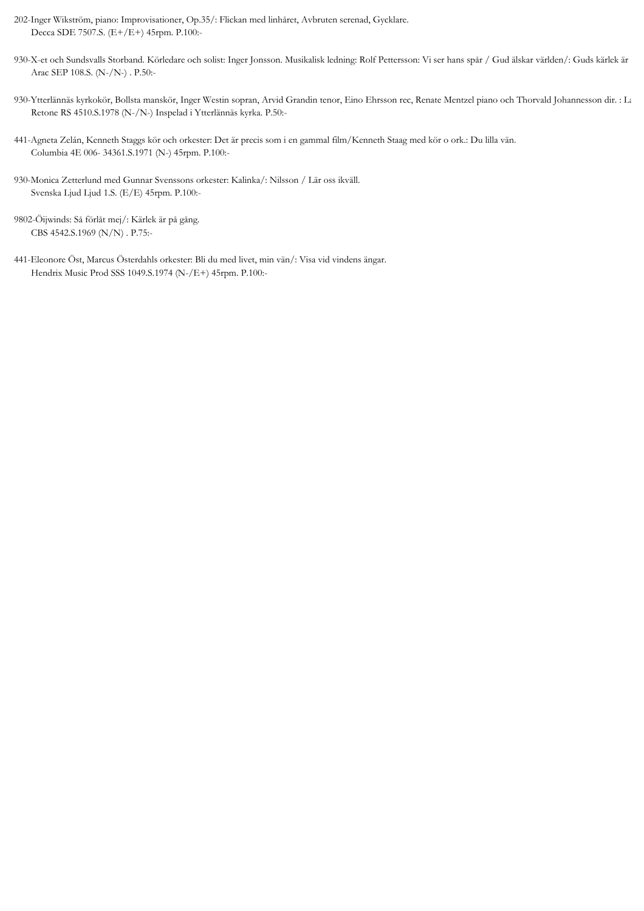202-Inger Wikström, piano: Improvisationer, Op.35/: Flickan med linhåret, Avbruten serenad, Gycklare.
Decca SDE 7507.S. (E+/E+) 45rpm. P.100:-

930-X-et och Sundsvalls Storband. Körledare och solist: Inger Jonsson. Musikalisk ledning: Rolf Pettersson: Vi ser hans spår / Gud älskar världen/: Guds kärlek är
Arac SEP 108.S. (N-/N-) . P.50:-

930-Ytterlännäs kyrkokör, Bollsta manskör, Inger Westin sopran, Arvid Grandin tenor, Eino Ehrsson rec, Renate Mentzel piano och Thorvald Johannesson dir. : La
Retone RS 4510.S.1978 (N-/N-) Inspelad i Ytterlännäs kyrka. P.50:-

441-Agneta Zelán, Kenneth Staggs kör och orkester: Det är precis som i en gammal film/Kenneth Staag med kör o ork.: Du lilla vän.
Columbia 4E 006- 34361.S.1971 (N-) 45rpm. P.100:-

930-Monica Zetterlund med Gunnar Svenssons orkester: Kalinka/: Nilsson / Lär oss ikväll.
Svenska Ljud Ljud 1.S. (E/E) 45rpm. P.100:-

9802-Öijwinds: Så förlåt mej/: Kärlek är på gång.
CBS 4542.S.1969 (N/N) . P.75:-

441-Eleonore Öst, Marcus Österdahls orkester: Bli du med livet, min vän/: Visa vid vindens ängar.
Hendrix Music Prod SSS 1049.S.1974 (N-/E+) 45rpm. P.100:-